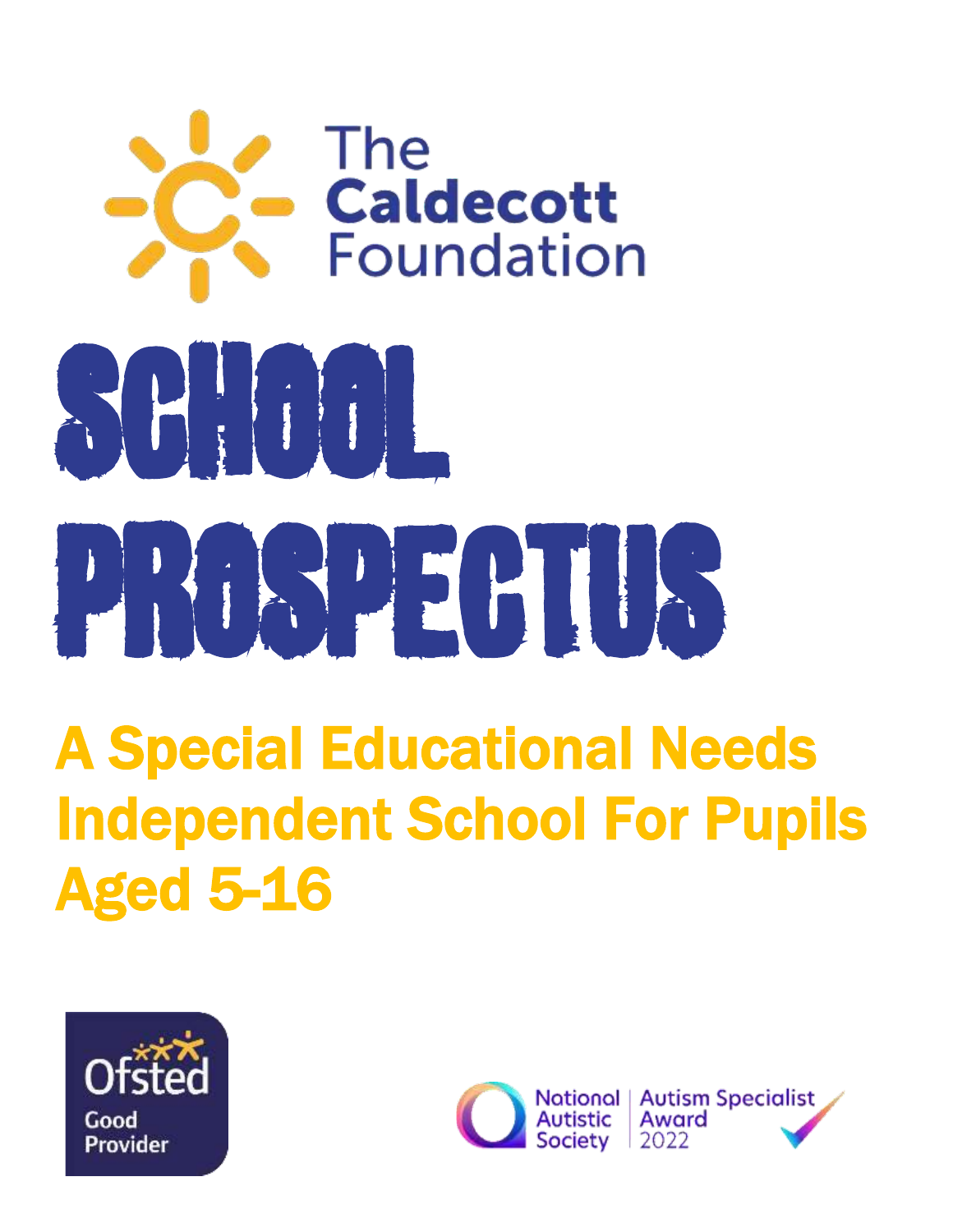The Caldecott Foundation

# SCHOOL PROSPECTUS

## A Special Educational Needs Independent School For Pupils Aged 5-16

Ofsted Good Provider

National Autistic Society | Autism Specialist Award 2022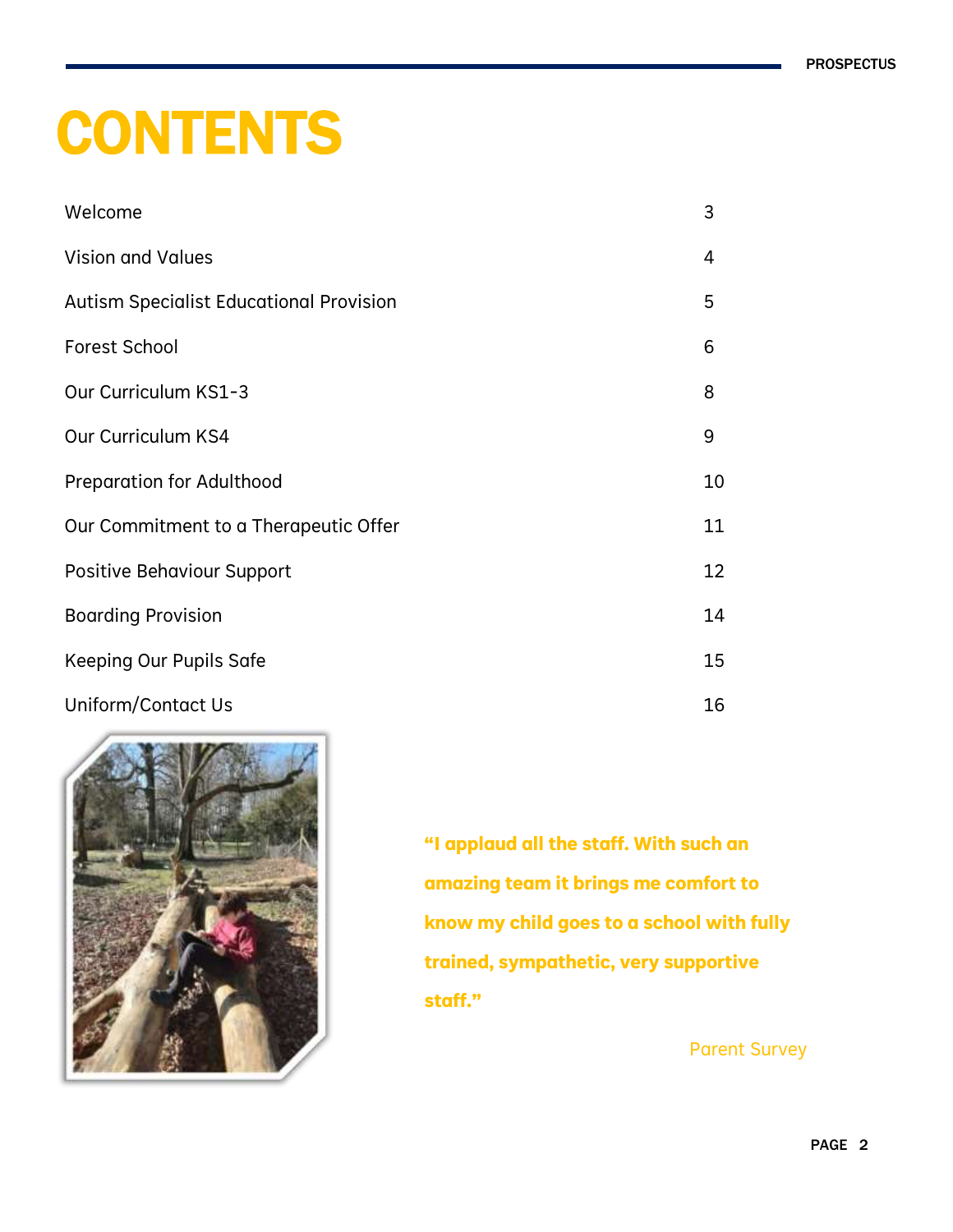# CONTENTS

| | |
|---|---|
| Welcome | 3 |
| Vision and Values | 4 |
| Autism Specialist Educational Provision | 5 |
| Forest School | 6 |
| Our Curriculum KS1-3 | 8 |
| Our Curriculum KS4 | 9 |
| Preparation for Adulthood | 10 |
| Our Commitment to a Therapeutic Offer | 11 |
| Positive Behaviour Support | 12 |
| Boarding Provision | 14 |
| Keeping Our Pupils Safe | 15 |
| Uniform/Contact Us | 16 |

**"I applaud all the staff. With such an amazing team it brings me comfort to know my child goes to a school with fully trained, sympathetic, very supportive staff."**

Parent Survey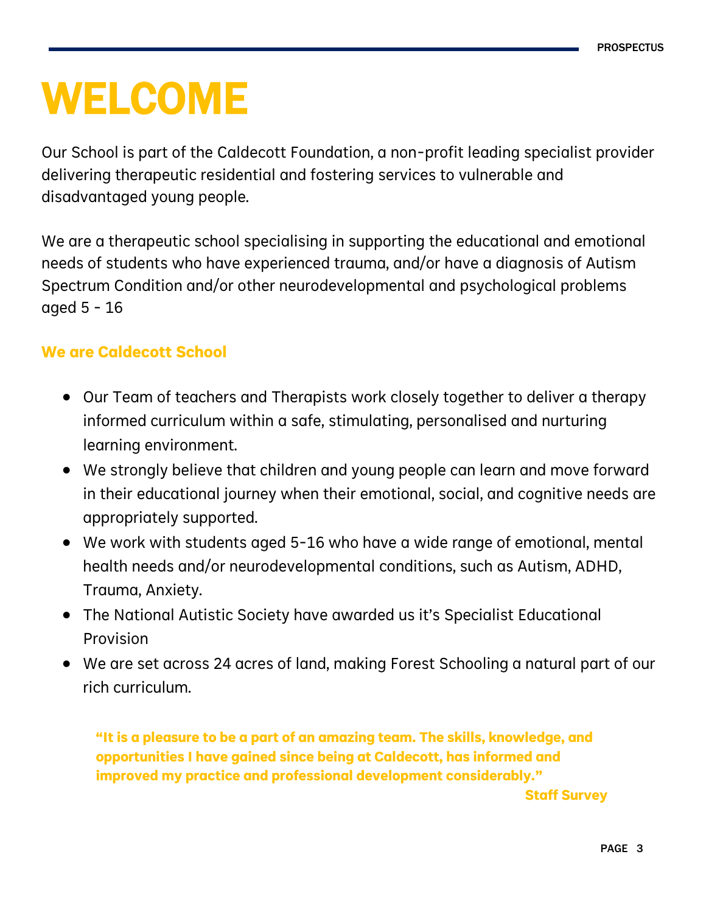# WELCOME

Our School is part of the Caldecott Foundation, a non-profit leading specialist provider delivering therapeutic residential and fostering services to vulnerable and disadvantaged young people.

We are a therapeutic school specialising in supporting the educational and emotional needs of students who have experienced trauma, and/or have a diagnosis of Autism Spectrum Condition and/or other neurodevelopmental and psychological problems aged 5 - 16

## We are Caldecott School

- Our Team of teachers and Therapists work closely together to deliver a therapy informed curriculum within a safe, stimulating, personalised and nurturing learning environment.
- We strongly believe that children and young people can learn and move forward in their educational journey when their emotional, social, and cognitive needs are appropriately supported.
- We work with students aged 5-16 who have a wide range of emotional, mental health needs and/or neurodevelopmental conditions, such as Autism, ADHD, Trauma, Anxiety.
- The National Autistic Society have awarded us it's Specialist Educational Provision
- We are set across 24 acres of land, making Forest Schooling a natural part of our rich curriculum.

> **"It is a pleasure to be a part of an amazing team. The skills, knowledge, and opportunities I have gained since being at Caldecott, has informed and improved my practice and professional development considerably."**
>
> **Staff Survey**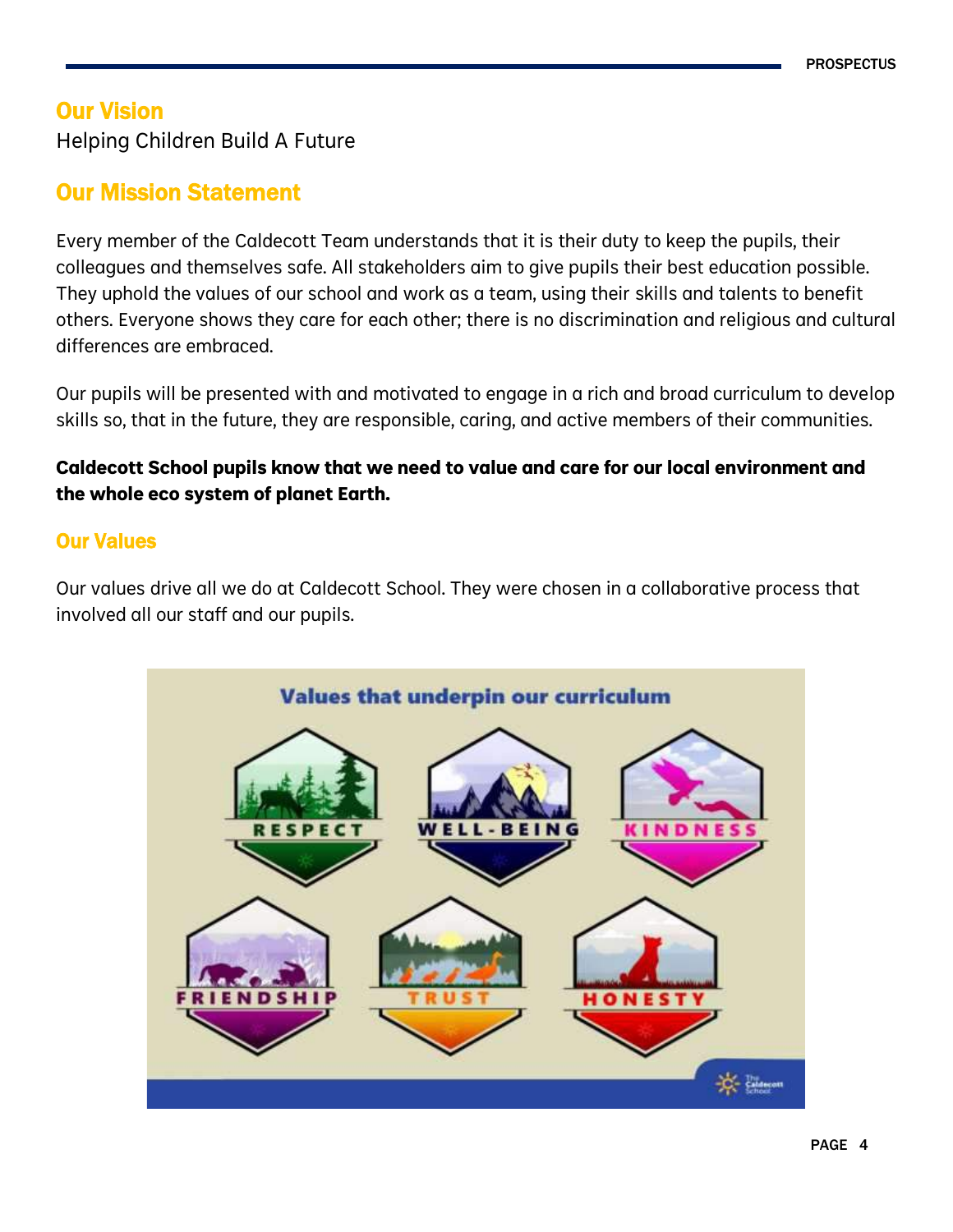## Our Vision

Helping Children Build A Future

## Our Mission Statement

Every member of the Caldecott Team understands that it is their duty to keep the pupils, their colleagues and themselves safe. All stakeholders aim to give pupils their best education possible. They uphold the values of our school and work as a team, using their skills and talents to benefit others. Everyone shows they care for each other; there is no discrimination and religious and cultural differences are embraced.

Our pupils will be presented with and motivated to engage in a rich and broad curriculum to develop skills so, that in the future, they are responsible, caring, and active members of their communities.

**Caldecott School pupils know that we need to value and care for our local environment and the whole eco system of planet Earth.**

## Our Values

Our values drive all we do at Caldecott School. They were chosen in a collaborative process that involved all our staff and our pupils.

**Values that underpin our curriculum**

- RESPECT
- WELL-BEING
- KINDNESS
- FRIENDSHIP
- TRUST
- HONESTY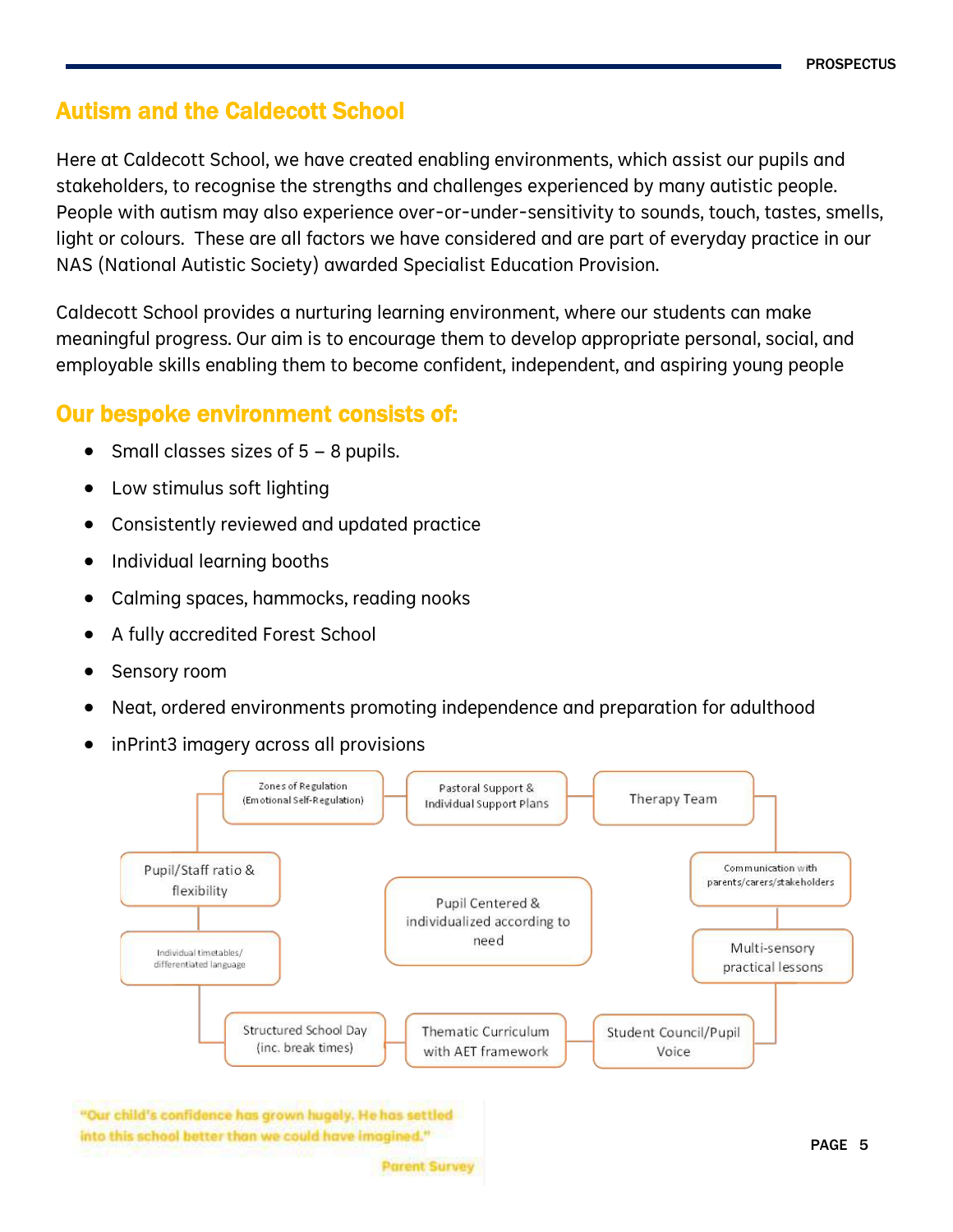## Autism and the Caldecott School

Here at Caldecott School, we have created enabling environments, which assist our pupils and stakeholders, to recognise the strengths and challenges experienced by many autistic people. People with autism may also experience over-or-under-sensitivity to sounds, touch, tastes, smells, light or colours. These are all factors we have considered and are part of everyday practice in our NAS (National Autistic Society) awarded Specialist Education Provision.

Caldecott School provides a nurturing learning environment, where our students can make meaningful progress. Our aim is to encourage them to develop appropriate personal, social, and employable skills enabling them to become confident, independent, and aspiring young people

## Our bespoke environment consists of:

- Small classes sizes of 5 – 8 pupils.
- Low stimulus soft lighting
- Consistently reviewed and updated practice
- Individual learning booths
- Calming spaces, hammocks, reading nooks
- A fully accredited Forest School
- Sensory room
- Neat, ordered environments promoting independence and preparation for adulthood
- inPrint3 imagery across all provisions

Pupil Centered & individualized according to need

- Zones of Regulation (Emotional Self-Regulation)
- Pastoral Support & Individual Support Plans
- Therapy Team
- Communication with parents/carers/stakeholders
- Multi-sensory practical lessons
- Student Council/Pupil Voice
- Thematic Curriculum with AET framework
- Structured School Day (inc. break times)
- Individual timetables/ differentiated language
- Pupil/Staff ratio & flexibility

"Our child's confidence has grown hugely. He has settled into this school better than we could have imagined."

Parent Survey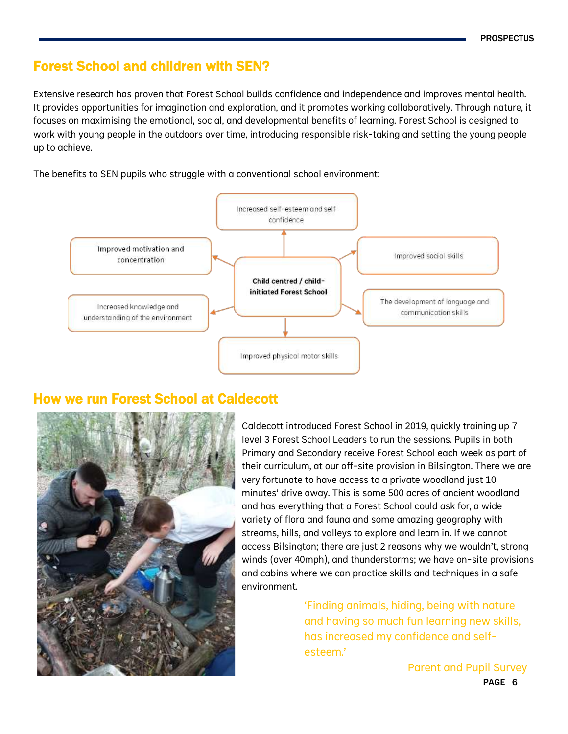## Forest School and children with SEN?

Extensive research has proven that Forest School builds confidence and independence and improves mental health. It provides opportunities for imagination and exploration, and it promotes working collaboratively. Through nature, it focuses on maximising the emotional, social, and developmental benefits of learning. Forest School is designed to work with young people in the outdoors over time, introducing responsible risk-taking and setting the young people up to achieve.

The benefits to SEN pupils who struggle with a conventional school environment:

**Child centred / child-initiated Forest School**

- Increased self-esteem and self confidence
- Improved social skills
- The development of language and communication skills
- Improved physical motor skills
- Increased knowledge and understanding of the environment
- Improved motivation and concentration

## How we run Forest School at Caldecott

Caldecott introduced Forest School in 2019, quickly training up 7 level 3 Forest School Leaders to run the sessions. Pupils in both Primary and Secondary receive Forest School each week as part of their curriculum, at our off-site provision in Bilsington. There we are very fortunate to have access to a private woodland just 10 minutes' drive away. This is some 500 acres of ancient woodland and has everything that a Forest School could ask for, a wide variety of flora and fauna and some amazing geography with streams, hills, and valleys to explore and learn in. If we cannot access Bilsington; there are just 2 reasons why we wouldn't, strong winds (over 40mph), and thunderstorms; we have on-site provisions and cabins where we can practice skills and techniques in a safe environment.

'Finding animals, hiding, being with nature and having so much fun learning new skills, has increased my confidence and self-esteem.'

Parent and Pupil Survey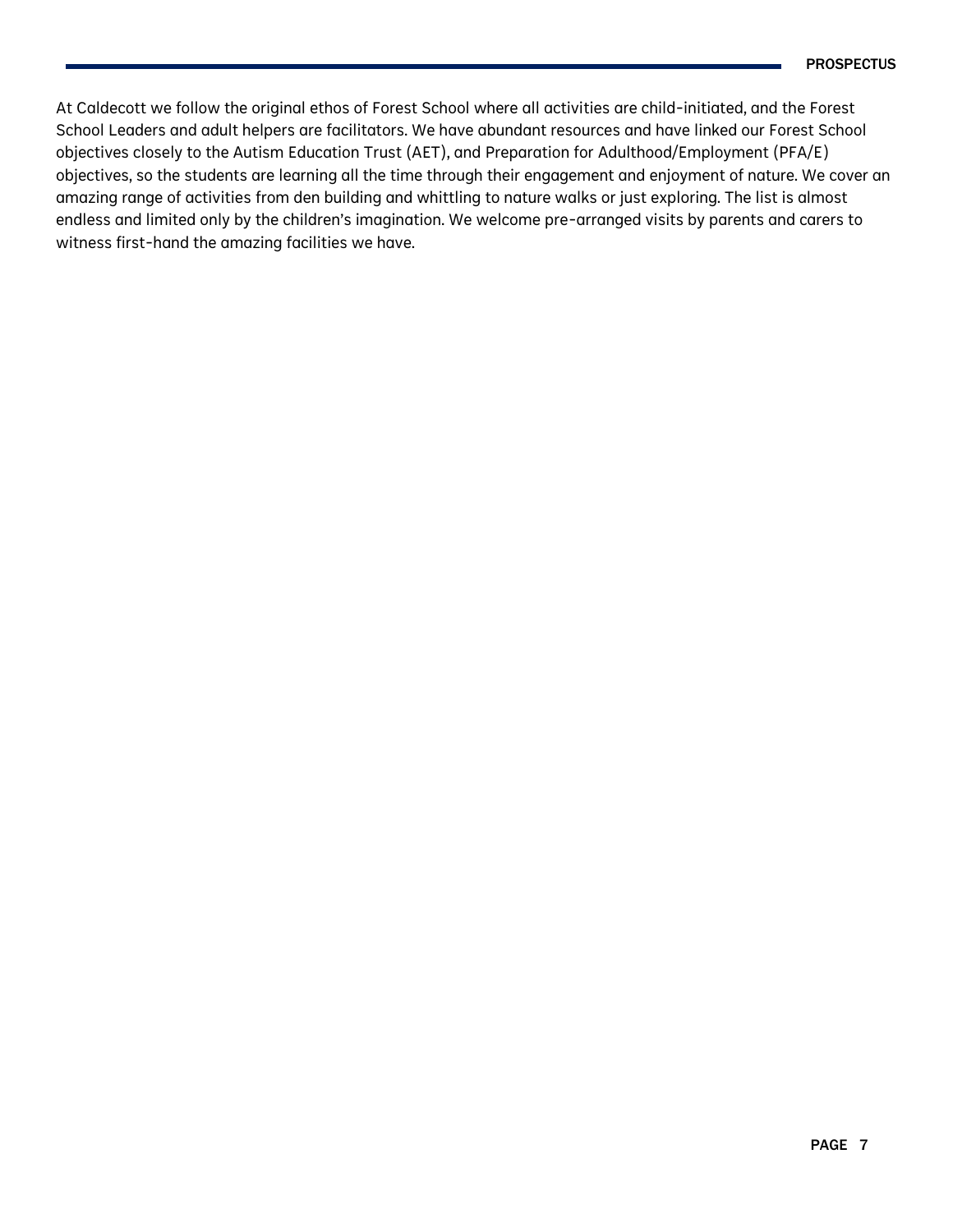At Caldecott we follow the original ethos of Forest School where all activities are child-initiated, and the Forest School Leaders and adult helpers are facilitators. We have abundant resources and have linked our Forest School objectives closely to the Autism Education Trust (AET), and Preparation for Adulthood/Employment (PFA/E) objectives, so the students are learning all the time through their engagement and enjoyment of nature. We cover an amazing range of activities from den building and whittling to nature walks or just exploring. The list is almost endless and limited only by the children's imagination. We welcome pre-arranged visits by parents and carers to witness first-hand the amazing facilities we have.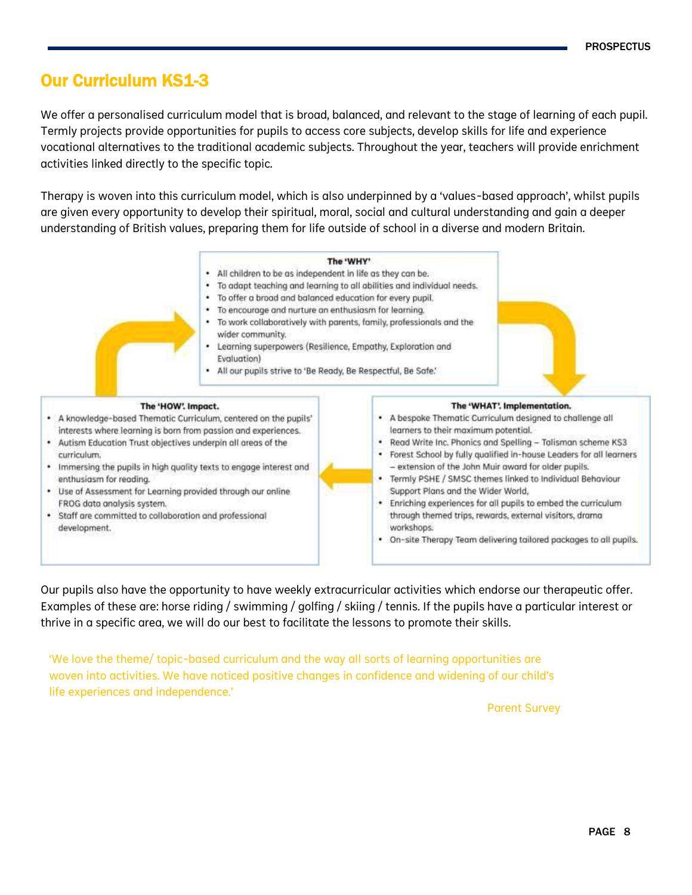## Our Curriculum KS1-3

We offer a personalised curriculum model that is broad, balanced, and relevant to the stage of learning of each pupil. Termly projects provide opportunities for pupils to access core subjects, develop skills for life and experience vocational alternatives to the traditional academic subjects. Throughout the year, teachers will provide enrichment activities linked directly to the specific topic.

Therapy is woven into this curriculum model, which is also underpinned by a 'values-based approach', whilst pupils are given every opportunity to develop their spiritual, moral, social and cultural understanding and gain a deeper understanding of British values, preparing them for life outside of school in a diverse and modern Britain.

**The 'WHY'**

- All children to be as independent in life as they can be.
- To adapt teaching and learning to all abilities and individual needs.
- To offer a broad and balanced education for every pupil.
- To encourage and nurture an enthusiasm for learning.
- To work collaboratively with parents, family, professionals and the wider community.
- Learning superpowers (Resilience, Empathy, Exploration and Evaluation)
- All our pupils strive to 'Be Ready, Be Respectful, Be Safe.'

**The 'WHAT'. Implementation.**

- A bespoke Thematic Curriculum designed to challenge all learners to their maximum potential.
- Read Write Inc. Phonics and Spelling – Talisman scheme KS3
- Forest School by fully qualified in-house Leaders for all learners – extension of the John Muir award for older pupils.
- Termly PSHE / SMSC themes linked to Individual Behaviour Support Plans and the Wider World.
- Enriching experiences for all pupils to embed the curriculum through themed trips, rewards, external visitors, drama workshops.
- On-site Therapy Team delivering tailored packages to all pupils.

**The 'HOW'. Impact.**

- A knowledge-based Thematic Curriculum, centered on the pupils' interests where learning is born from passion and experiences.
- Autism Education Trust objectives underpin all areas of the curriculum.
- Immersing the pupils in high quality texts to engage interest and enthusiasm for reading.
- Use of Assessment for Learning provided through our online FROG data analysis system.
- Staff are committed to collaboration and professional development.

Our pupils also have the opportunity to have weekly extracurricular activities which endorse our therapeutic offer. Examples of these are: horse riding / swimming / golfing / skiing / tennis. If the pupils have a particular interest or thrive in a specific area, we will do our best to facilitate the lessons to promote their skills.

> 'We love the theme/ topic-based curriculum and the way all sorts of learning opportunities are woven into activities. We have noticed positive changes in confidence and widening of our child's life experiences and independence.'
>
> Parent Survey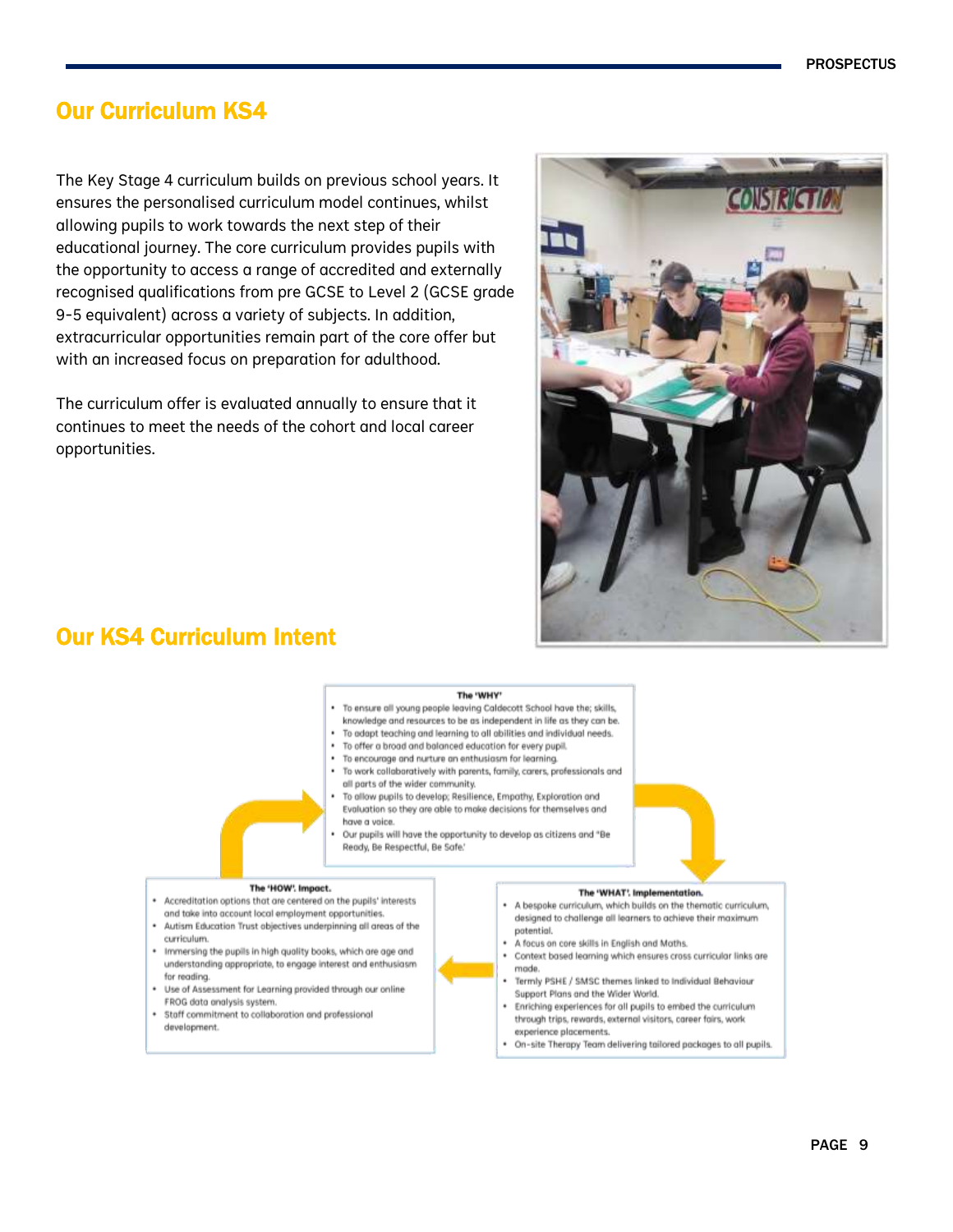## Our Curriculum KS4

The Key Stage 4 curriculum builds on previous school years. It ensures the personalised curriculum model continues, whilst allowing pupils to work towards the next step of their educational journey. The core curriculum provides pupils with the opportunity to access a range of accredited and externally recognised qualifications from pre GCSE to Level 2 (GCSE grade 9-5 equivalent) across a variety of subjects. In addition, extracurricular opportunities remain part of the core offer but with an increased focus on preparation for adulthood.

The curriculum offer is evaluated annually to ensure that it continues to meet the needs of the cohort and local career opportunities.

## Our KS4 Curriculum Intent

**The 'WHY'**

- To ensure all young people leaving Caldecott School have the; skills, knowledge and resources to be as independent in life as they can be.
- To adapt teaching and learning to all abilities and individual needs.
- To offer a broad and balanced education for every pupil.
- To encourage and nurture an enthusiasm for learning.
- To work collaboratively with parents, family, carers, professionals and all parts of the wider community.
- To allow pupils to develop; Resilience, Empathy, Exploration and Evaluation so they are able to make decisions for themselves and have a voice.
- Our pupils will have the opportunity to develop as citizens and 'Be Ready, Be Respectful, Be Safe.'

**The 'WHAT'. Implementation.**

- A bespoke curriculum, which builds on the thematic curriculum, designed to challenge all learners to achieve their maximum potential.
- A focus on core skills in English and Maths.
- Context based learning which ensures cross curricular links are made.
- Termly PSHE / SMSC themes linked to Individual Behaviour Support Plans and the Wider World.
- Enriching experiences for all pupils to embed the curriculum through trips, rewards, external visitors, career fairs, work experience placements.
- On-site Therapy Team delivering tailored packages to all pupils.

**The 'HOW'. Impact.**

- Accreditation options that are centered on the pupils' interests and take into account local employment opportunities.
- Autism Education Trust objectives underpinning all areas of the curriculum.
- Immersing the pupils in high quality books, which are age and understanding appropriate, to engage interest and enthusiasm for reading.
- Use of Assessment for Learning provided through our online FROG data analysis system.
- Staff commitment to collaboration and professional development.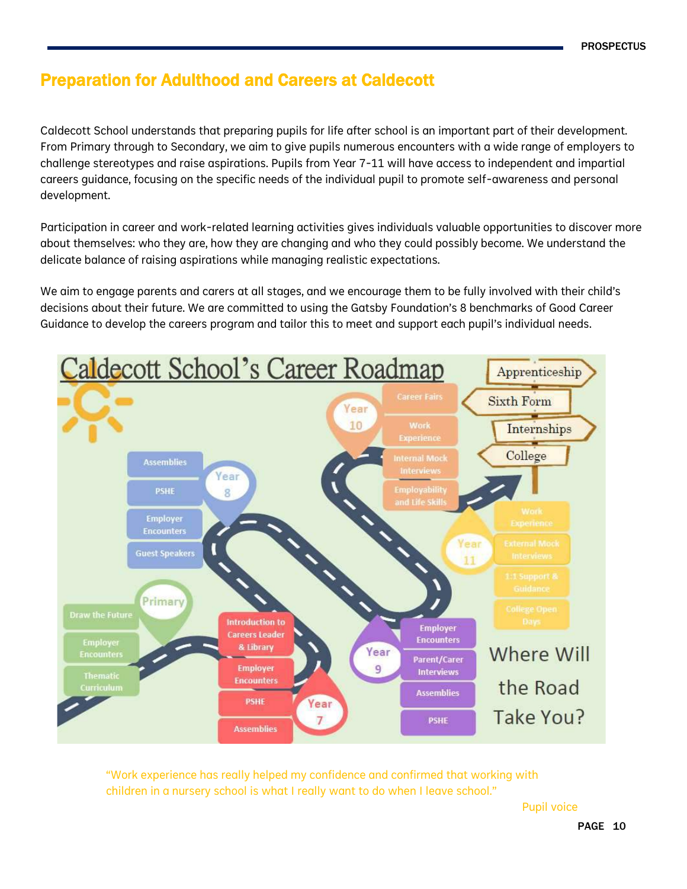## Preparation for Adulthood and Careers at Caldecott

Caldecott School understands that preparing pupils for life after school is an important part of their development. From Primary through to Secondary, we aim to give pupils numerous encounters with a wide range of employers to challenge stereotypes and raise aspirations. Pupils from Year 7-11 will have access to independent and impartial careers guidance, focusing on the specific needs of the individual pupil to promote self-awareness and personal development.

Participation in career and work-related learning activities gives individuals valuable opportunities to discover more about themselves: who they are, how they are changing and who they could possibly become. We understand the delicate balance of raising aspirations while managing realistic expectations.

We aim to engage parents and carers at all stages, and we encourage them to be fully involved with their child's decisions about their future. We are committed to using the Gatsby Foundation's 8 benchmarks of Good Career Guidance to develop the careers program and tailor this to meet and support each pupil's individual needs.

### Caldecott School's Career Roadmap

- **Primary**: Draw the Future; Employer Encounters; Thematic Curriculum
- **Year 7**: Introduction to Careers Leader & Library; Employer Encounters; PSHE; Assemblies
- **Year 8**: Assemblies; PSHE; Employer Encounters; Guest Speakers
- **Year 9**: Employer Encounters; Parent/Carer Interviews; Assemblies; PSHE
- **Year 10**: Career Fairs; Work Experience; Internal Mock Interviews; Employability and Life Skills
- **Year 11**: Work Experience; External Mock Interviews; 1:1 Support & Guidance; College Open Days

Apprenticeship · Sixth Form · Internships · College

Where Will the Road Take You?

"Work experience has really helped my confidence and confirmed that working with children in a nursery school is what I really want to do when I leave school."

Pupil voice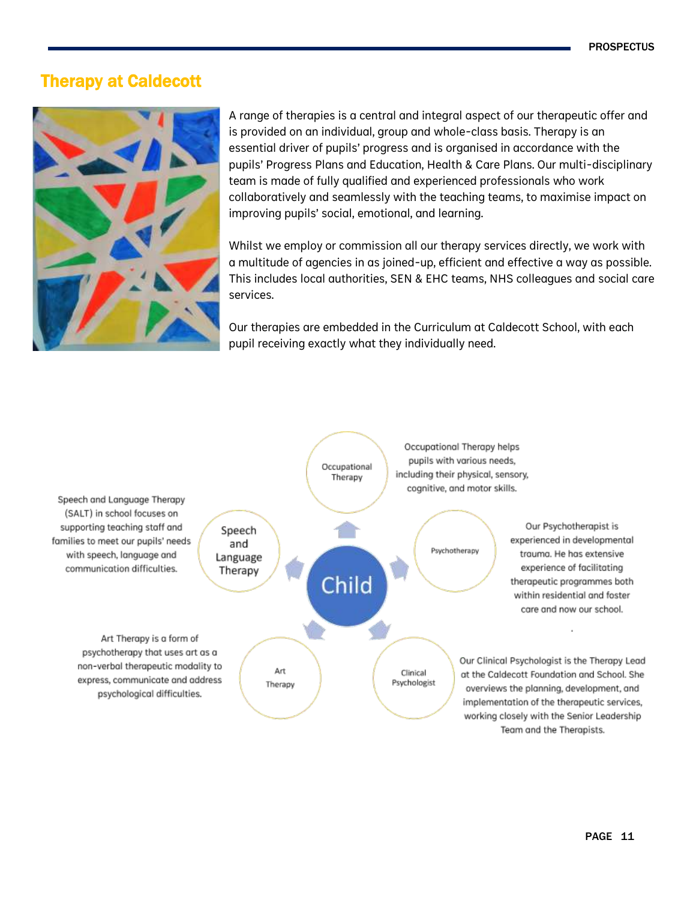## Therapy at Caldecott

A range of therapies is a central and integral aspect of our therapeutic offer and is provided on an individual, group and whole-class basis. Therapy is an essential driver of pupils' progress and is organised in accordance with the pupils' Progress Plans and Education, Health & Care Plans. Our multi-disciplinary team is made of fully qualified and experienced professionals who work collaboratively and seamlessly with the teaching teams, to maximise impact on improving pupils' social, emotional, and learning.

Whilst we employ or commission all our therapy services directly, we work with a multitude of agencies in as joined-up, efficient and effective a way as possible. This includes local authorities, SEN & EHC teams, NHS colleagues and social care services.

Our therapies are embedded in the Curriculum at Caldecott School, with each pupil receiving exactly what they individually need.

**Child**

**Occupational Therapy**

Occupational Therapy helps pupils with various needs, including their physical, sensory, cognitive, and motor skills.

**Speech and Language Therapy**

Speech and Language Therapy (SALT) in school focuses on supporting teaching staff and families to meet our pupils' needs with speech, language and communication difficulties.

**Psychotherapy**

Our Psychotherapist is experienced in developmental trauma. He has extensive experience of facilitating therapeutic programmes both within residential and foster care and now our school.

**Art Therapy**

Art Therapy is a form of psychotherapy that uses art as a non-verbal therapeutic modality to express, communicate and address psychological difficulties.

**Clinical Psychologist**

Our Clinical Psychologist is the Therapy Lead at the Caldecott Foundation and School. She overviews the planning, development, and implementation of the therapeutic services, working closely with the Senior Leadership Team and the Therapists.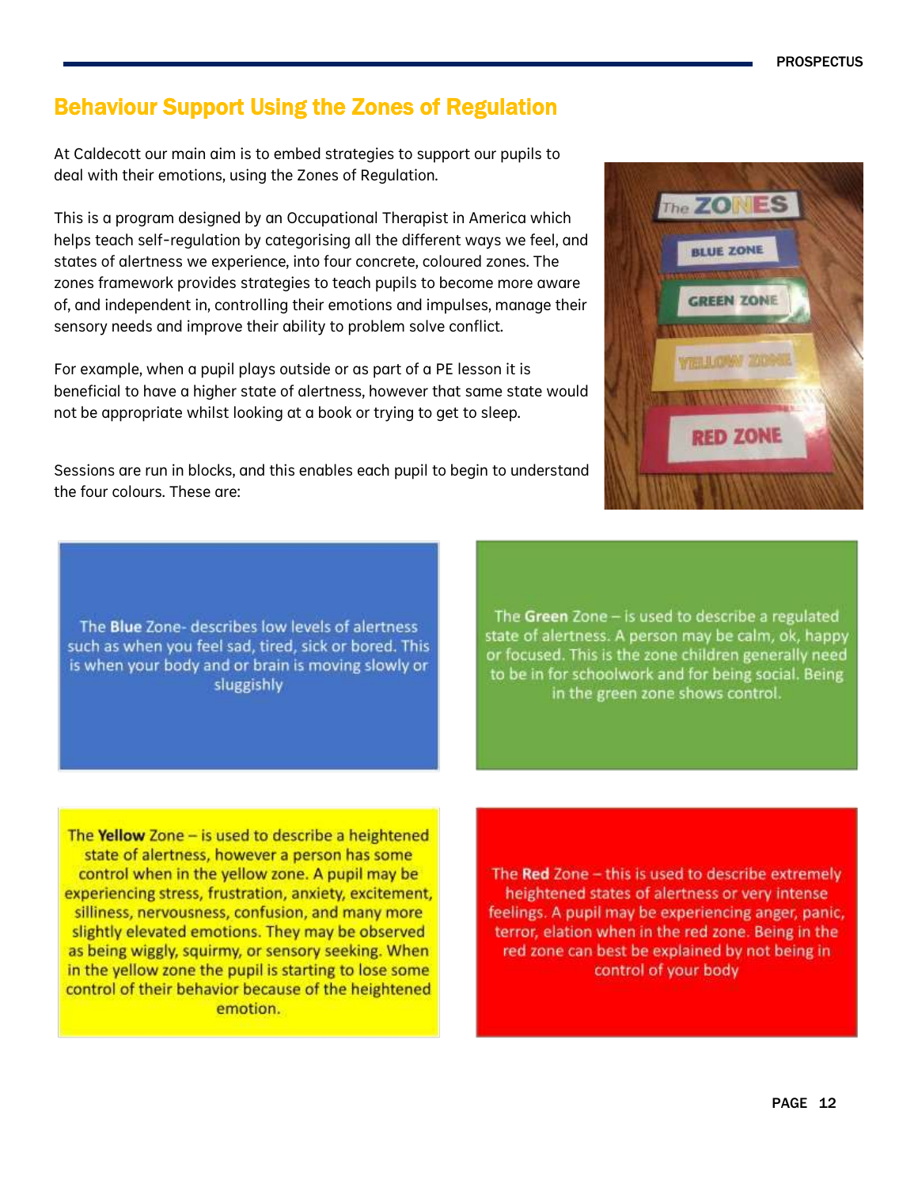## Behaviour Support Using the Zones of Regulation

At Caldecott our main aim is to embed strategies to support our pupils to deal with their emotions, using the Zones of Regulation.

This is a program designed by an Occupational Therapist in America which helps teach self-regulation by categorising all the different ways we feel, and states of alertness we experience, into four concrete, coloured zones. The zones framework provides strategies to teach pupils to become more aware of, and independent in, controlling their emotions and impulses, manage their sensory needs and improve their ability to problem solve conflict.

For example, when a pupil plays outside or as part of a PE lesson it is beneficial to have a higher state of alertness, however that same state would not be appropriate whilst looking at a book or trying to get to sleep.

Sessions are run in blocks, and this enables each pupil to begin to understand the four colours. These are:

The **Blue** Zone- describes low levels of alertness such as when you feel sad, tired, sick or bored. This is when your body and or brain is moving slowly or sluggishly

The **Green** Zone – is used to describe a regulated state of alertness. A person may be calm, ok, happy or focused. This is the zone children generally need to be in for schoolwork and for being social. Being in the green zone shows control.

The **Yellow** Zone – is used to describe a heightened state of alertness, however a person has some control when in the yellow zone. A pupil may be experiencing stress, frustration, anxiety, excitement, silliness, nervousness, confusion, and many more slightly elevated emotions. They may be observed as being wiggly, squirmy, or sensory seeking. When in the yellow zone the pupil is starting to lose some control of their behavior because of the heightened emotion.

The **Red** Zone – this is used to describe extremely heightened states of alertness or very intense feelings. A pupil may be experiencing anger, panic, terror, elation when in the red zone. Being in the red zone can best be explained by not being in control of your body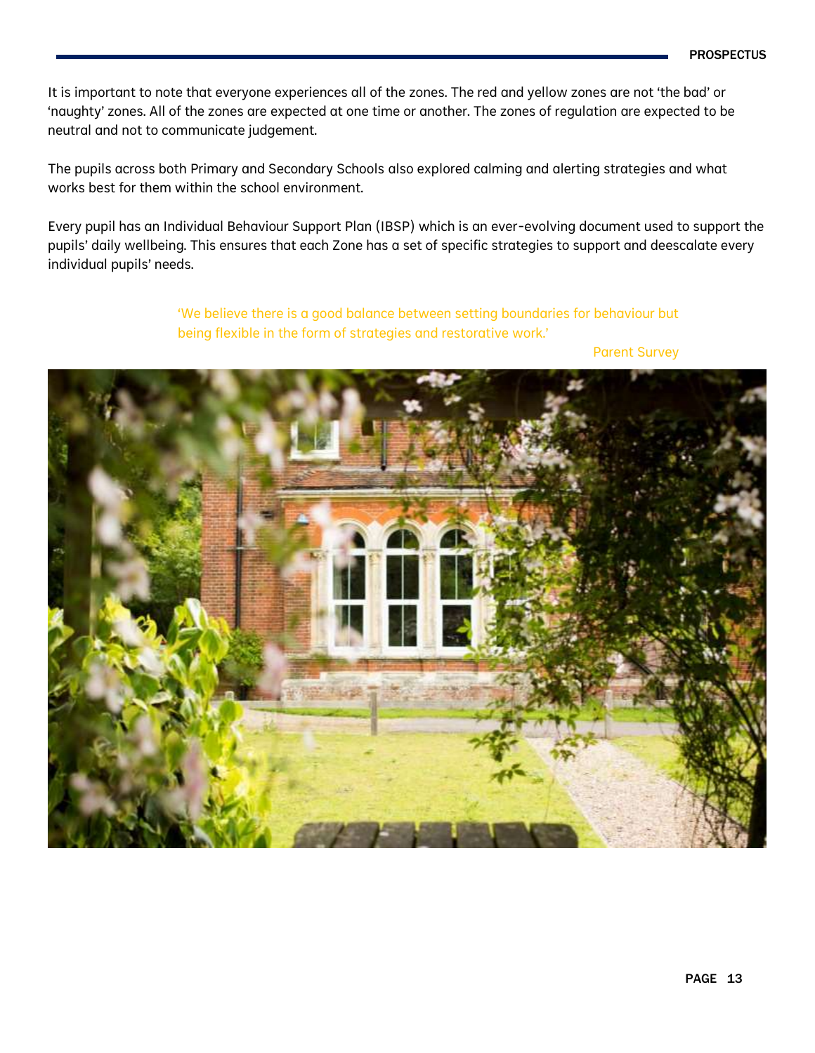It is important to note that everyone experiences all of the zones. The red and yellow zones are not 'the bad' or 'naughty' zones. All of the zones are expected at one time or another. The zones of regulation are expected to be neutral and not to communicate judgement.

The pupils across both Primary and Secondary Schools also explored calming and alerting strategies and what works best for them within the school environment.

Every pupil has an Individual Behaviour Support Plan (IBSP) which is an ever-evolving document used to support the pupils' daily wellbeing. This ensures that each Zone has a set of specific strategies to support and deescalate every individual pupils' needs.

> 'We believe there is a good balance between setting boundaries for behaviour but being flexible in the form of strategies and restorative work.'
>
> Parent Survey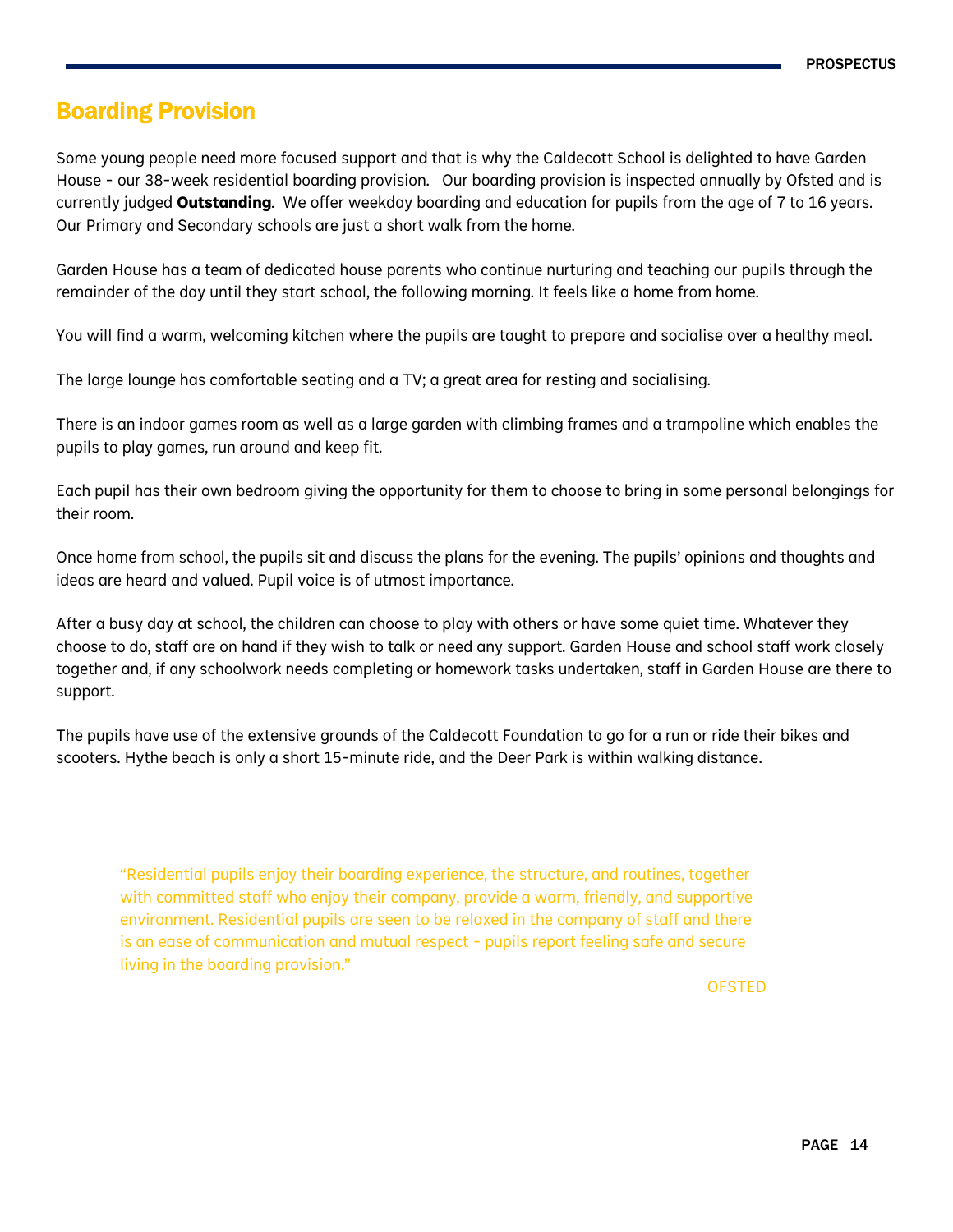## Boarding Provision

Some young people need more focused support and that is why the Caldecott School is delighted to have Garden House - our 38-week residential boarding provision. Our boarding provision is inspected annually by Ofsted and is currently judged **Outstanding**. We offer weekday boarding and education for pupils from the age of 7 to 16 years. Our Primary and Secondary schools are just a short walk from the home.

Garden House has a team of dedicated house parents who continue nurturing and teaching our pupils through the remainder of the day until they start school, the following morning. It feels like a home from home.

You will find a warm, welcoming kitchen where the pupils are taught to prepare and socialise over a healthy meal.

The large lounge has comfortable seating and a TV; a great area for resting and socialising.

There is an indoor games room as well as a large garden with climbing frames and a trampoline which enables the pupils to play games, run around and keep fit.

Each pupil has their own bedroom giving the opportunity for them to choose to bring in some personal belongings for their room.

Once home from school, the pupils sit and discuss the plans for the evening. The pupils' opinions and thoughts and ideas are heard and valued. Pupil voice is of utmost importance.

After a busy day at school, the children can choose to play with others or have some quiet time. Whatever they choose to do, staff are on hand if they wish to talk or need any support. Garden House and school staff work closely together and, if any schoolwork needs completing or homework tasks undertaken, staff in Garden House are there to support.

The pupils have use of the extensive grounds of the Caldecott Foundation to go for a run or ride their bikes and scooters. Hythe beach is only a short 15-minute ride, and the Deer Park is within walking distance.

> "Residential pupils enjoy their boarding experience, the structure, and routines, together with committed staff who enjoy their company, provide a warm, friendly, and supportive environment. Residential pupils are seen to be relaxed in the company of staff and there is an ease of communication and mutual respect - pupils report feeling safe and secure living in the boarding provision."
>
> OFSTED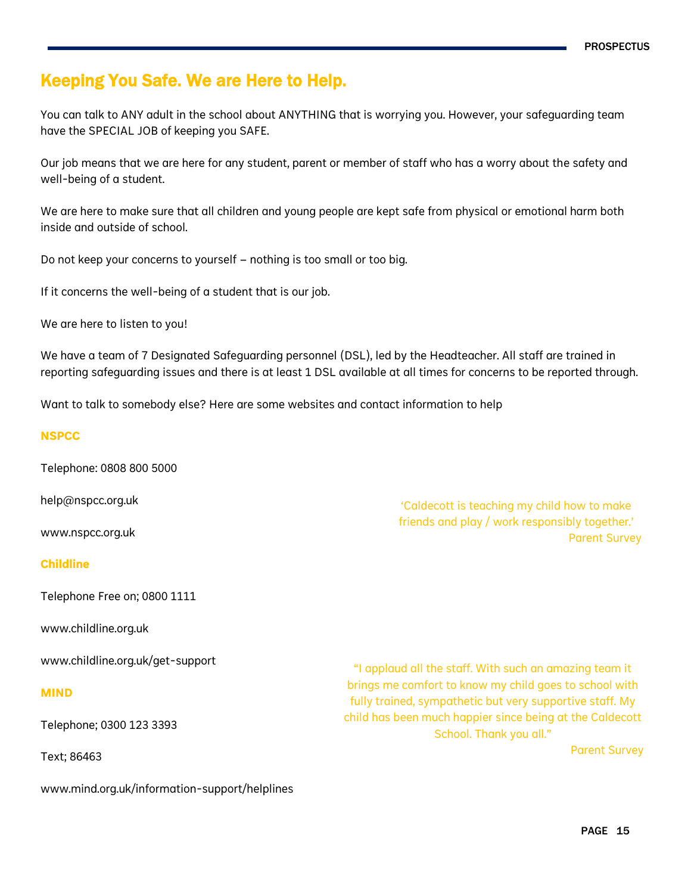# Keeping You Safe. We are Here to Help.

You can talk to ANY adult in the school about ANYTHING that is worrying you. However, your safeguarding team have the SPECIAL JOB of keeping you SAFE.

Our job means that we are here for any student, parent or member of staff who has a worry about the safety and well-being of a student.

We are here to make sure that all children and young people are kept safe from physical or emotional harm both inside and outside of school.

Do not keep your concerns to yourself – nothing is too small or too big.

If it concerns the well-being of a student that is our job.

We are here to listen to you!

We have a team of 7 Designated Safeguarding personnel (DSL), led by the Headteacher. All staff are trained in reporting safeguarding issues and there is at least 1 DSL available at all times for concerns to be reported through.

Want to talk to somebody else? Here are some websites and contact information to help

### NSPCC

Telephone: 0808 800 5000

help@nspcc.org.uk

www.nspcc.org.uk

### Childline

Telephone Free on; 0800 1111

www.childline.org.uk

www.childline.org.uk/get-support

### MIND

Telephone; 0300 123 3393

Text; 86463

www.mind.org.uk/information-support/helplines

> 'Caldecott is teaching my child how to make friends and play / work responsibly together.'
>
> Parent Survey

> "I applaud all the staff. With such an amazing team it brings me comfort to know my child goes to school with fully trained, sympathetic but very supportive staff. My child has been much happier since being at the Caldecott School. Thank you all."
>
> Parent Survey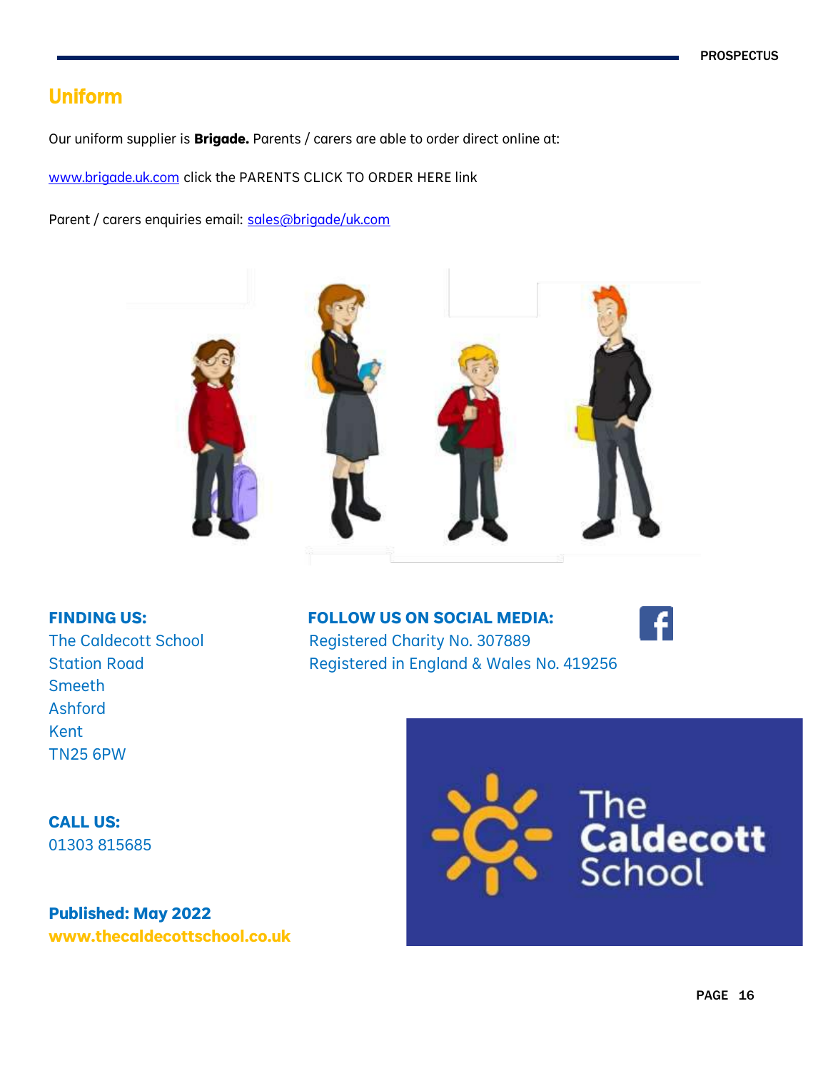## Uniform

Our uniform supplier is **Brigade.** Parents / carers are able to order direct online at:

www.brigade.uk.com click the PARENTS CLICK TO ORDER HERE link

Parent / carers enquiries email: sales@brigade/uk.com

**FINDING US:**
The Caldecott School
Station Road
Smeeth
Ashford
Kent
TN25 6PW

**FOLLOW US ON SOCIAL MEDIA:**
Registered Charity No. 307889
Registered in England & Wales No. 419256

**CALL US:**
01303 815685

**Published: May 2022**
**www.thecaldecottschool.co.uk**

The Caldecott School